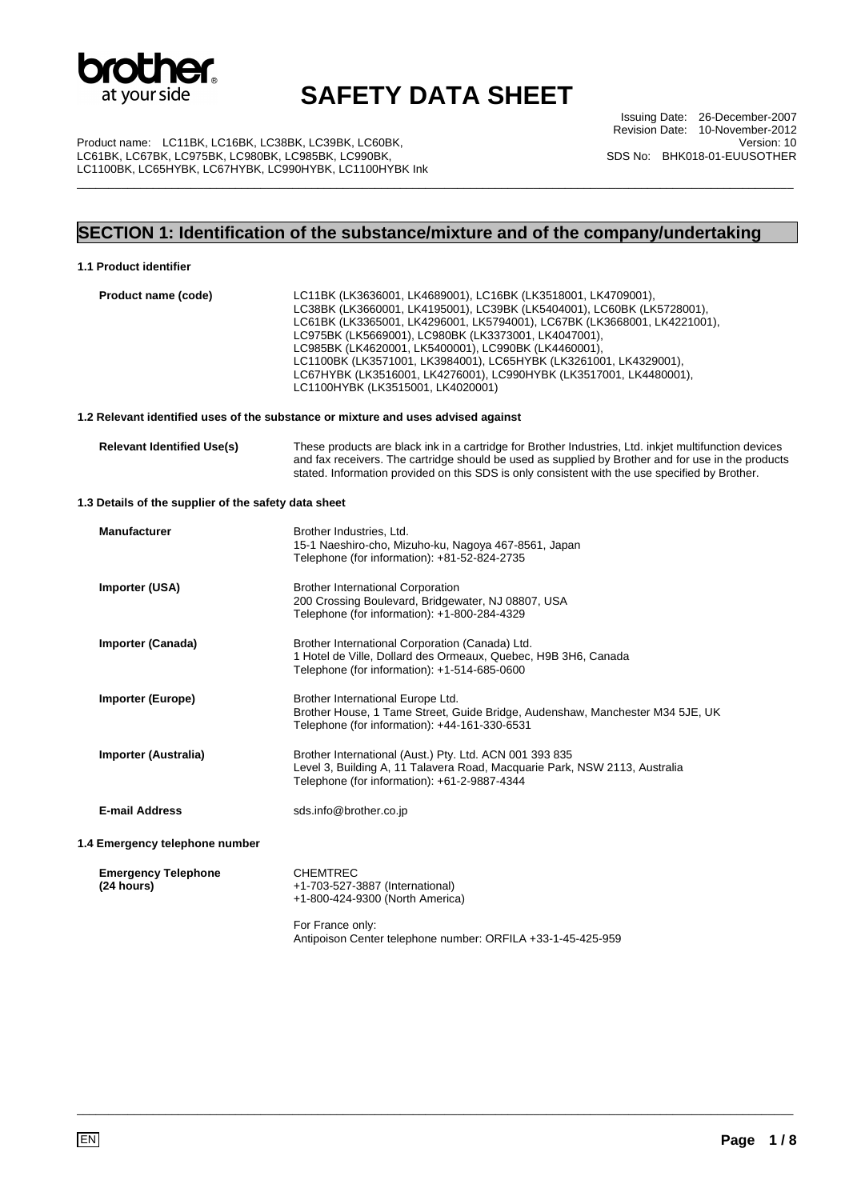brother at your side

# SAFETY DATA SHEET

Issuing Date: 26-December-2007
Revision Date: 10-November-2012
Version: 10
SDS No: BHK018-01-EUUSOTHER

Product name: LC11BK, LC16BK, LC38BK, LC39BK, LC60BK, LC61BK, LC67BK, LC975BK, LC980BK, LC985BK, LC990BK, LC1100BK, LC65HYBK, LC67HYBK, LC990HYBK, LC1100HYBK Ink

## SECTION 1: Identification of the substance/mixture and of the company/undertaking

### 1.1 Product identifier

**Product name (code)**
LC11BK (LK3636001, LK4689001), LC16BK (LK3518001, LK4709001), LC38BK (LK3660001, LK4195001), LC39BK (LK5404001), LC60BK (LK5728001), LC61BK (LK3365001, LK4296001, LK5794001), LC67BK (LK3668001, LK4221001), LC975BK (LK5669001), LC980BK (LK3373001, LK4047001), LC985BK (LK4620001, LK5400001), LC990BK (LK4460001), LC1100BK (LK3571001, LK3984001), LC65HYBK (LK3261001, LK4329001), LC67HYBK (LK3516001, LK4276001), LC990HYBK (LK3517001, LK4480001), LC1100HYBK (LK3515001, LK4020001)

### 1.2 Relevant identified uses of the substance or mixture and uses advised against

**Relevant Identified Use(s)**
These products are black ink in a cartridge for Brother Industries, Ltd. inkjet multifunction devices and fax receivers. The cartridge should be used as supplied by Brother and for use in the products stated. Information provided on this SDS is only consistent with the use specified by Brother.

### 1.3 Details of the supplier of the safety data sheet

**Manufacturer**
Brother Industries, Ltd.
15-1 Naeshiro-cho, Mizuho-ku, Nagoya 467-8561, Japan
Telephone (for information): +81-52-824-2735

**Importer (USA)**
Brother International Corporation
200 Crossing Boulevard, Bridgewater, NJ 08807, USA
Telephone (for information): +1-800-284-4329

**Importer (Canada)**
Brother International Corporation (Canada) Ltd.
1 Hotel de Ville, Dollard des Ormeaux, Quebec, H9B 3H6, Canada
Telephone (for information): +1-514-685-0600

**Importer (Europe)**
Brother International Europe Ltd.
Brother House, 1 Tame Street, Guide Bridge, Audenshaw, Manchester M34 5JE, UK
Telephone (for information): +44-161-330-6531

**Importer (Australia)**
Brother International (Aust.) Pty. Ltd. ACN 001 393 835
Level 3, Building A, 11 Talavera Road, Macquarie Park, NSW 2113, Australia
Telephone (for information): +61-2-9887-4344

**E-mail Address**
sds.info@brother.co.jp

### 1.4 Emergency telephone number

**Emergency Telephone (24 hours)**
CHEMTREC
+1-703-527-3887 (International)
+1-800-424-9300 (North America)

For France only:
Antipoison Center telephone number: ORFILA +33-1-45-425-959

EN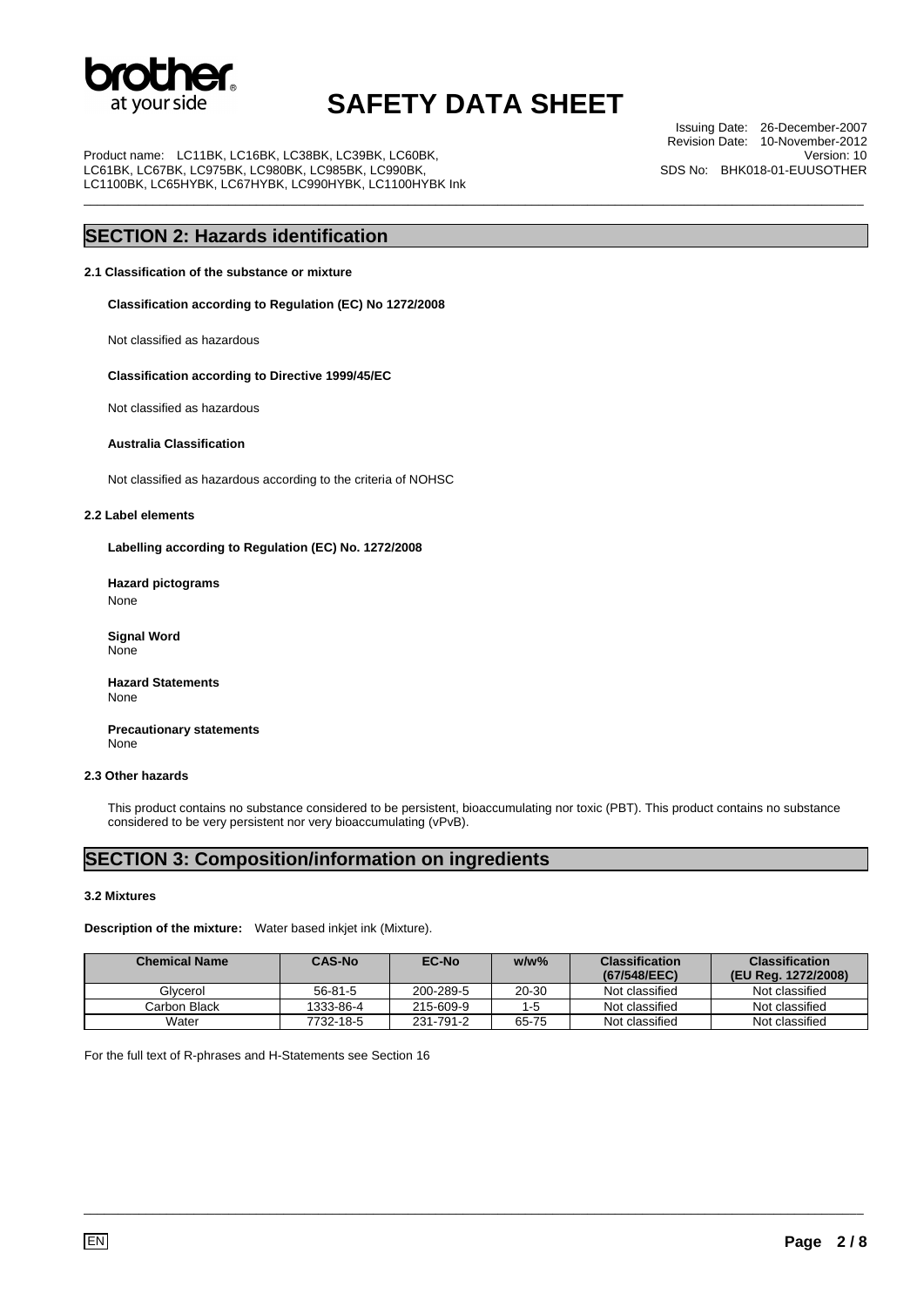## SECTION 2: Hazards identification

### 2.1 Classification of the substance or mixture

**Classification according to Regulation (EC) No 1272/2008**

Not classified as hazardous

**Classification according to Directive 1999/45/EC**

Not classified as hazardous

**Australia Classification**

Not classified as hazardous according to the criteria of NOHSC

### 2.2 Label elements

**Labelling according to Regulation (EC) No. 1272/2008**

**Hazard pictograms**

None

**Signal Word**

None

**Hazard Statements**

None

**Precautionary statements**

None

### 2.3 Other hazards

This product contains no substance considered to be persistent, bioaccumulating nor toxic (PBT). This product contains no substance considered to be very persistent nor very bioaccumulating (vPvB).

## SECTION 3: Composition/information on ingredients

### 3.2 Mixtures

**Description of the mixture:** Water based inkjet ink (Mixture).

| Chemical Name | CAS-No | EC-No | w/w% | Classification (67/548/EEC) | Classification (EU Reg. 1272/2008) |
|---|---|---|---|---|---|
| Glycerol | 56-81-5 | 200-289-5 | 20-30 | Not classified | Not classified |
| Carbon Black | 1333-86-4 | 215-609-9 | 1-5 | Not classified | Not classified |
| Water | 7732-18-5 | 231-791-2 | 65-75 | Not classified | Not classified |

For the full text of R-phrases and H-Statements see Section 16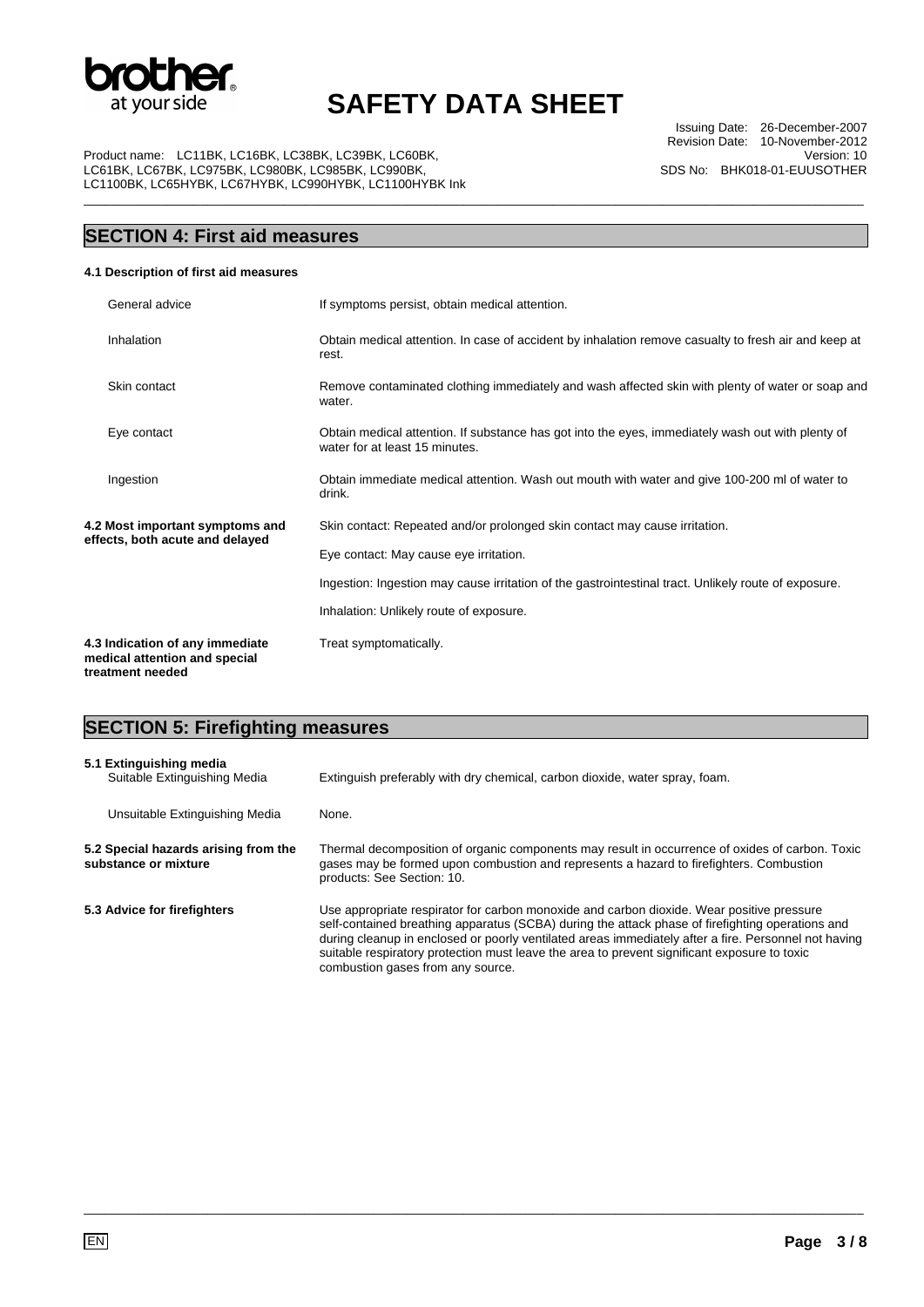## SECTION 4: First aid measures

**4.1 Description of first aid measures**

| | |
|---|---|
| General advice | If symptoms persist, obtain medical attention. |
| Inhalation | Obtain medical attention. In case of accident by inhalation remove casualty to fresh air and keep at rest. |
| Skin contact | Remove contaminated clothing immediately and wash affected skin with plenty of water or soap and water. |
| Eye contact | Obtain medical attention. If substance has got into the eyes, immediately wash out with plenty of water for at least 15 minutes. |
| Ingestion | Obtain immediate medical attention. Wash out mouth with water and give 100-200 ml of water to drink. |

**4.2 Most important symptoms and effects, both acute and delayed**

Skin contact: Repeated and/or prolonged skin contact may cause irritation.

Eye contact: May cause eye irritation.

Ingestion: Ingestion may cause irritation of the gastrointestinal tract. Unlikely route of exposure.

Inhalation: Unlikely route of exposure.

**4.3 Indication of any immediate medical attention and special treatment needed**

Treat symptomatically.

## SECTION 5: Firefighting measures

**5.1 Extinguishing media**

| | |
|---|---|
| Suitable Extinguishing Media | Extinguish preferably with dry chemical, carbon dioxide, water spray, foam. |
| Unsuitable Extinguishing Media | None. |

**5.2 Special hazards arising from the substance or mixture**

Thermal decomposition of organic components may result in occurrence of oxides of carbon. Toxic gases may be formed upon combustion and represents a hazard to firefighters. Combustion products: See Section: 10.

**5.3 Advice for firefighters**

Use appropriate respirator for carbon monoxide and carbon dioxide. Wear positive pressure self-contained breathing apparatus (SCBA) during the attack phase of firefighting operations and during cleanup in enclosed or poorly ventilated areas immediately after a fire. Personnel not having suitable respiratory protection must leave the area to prevent significant exposure to toxic combustion gases from any source.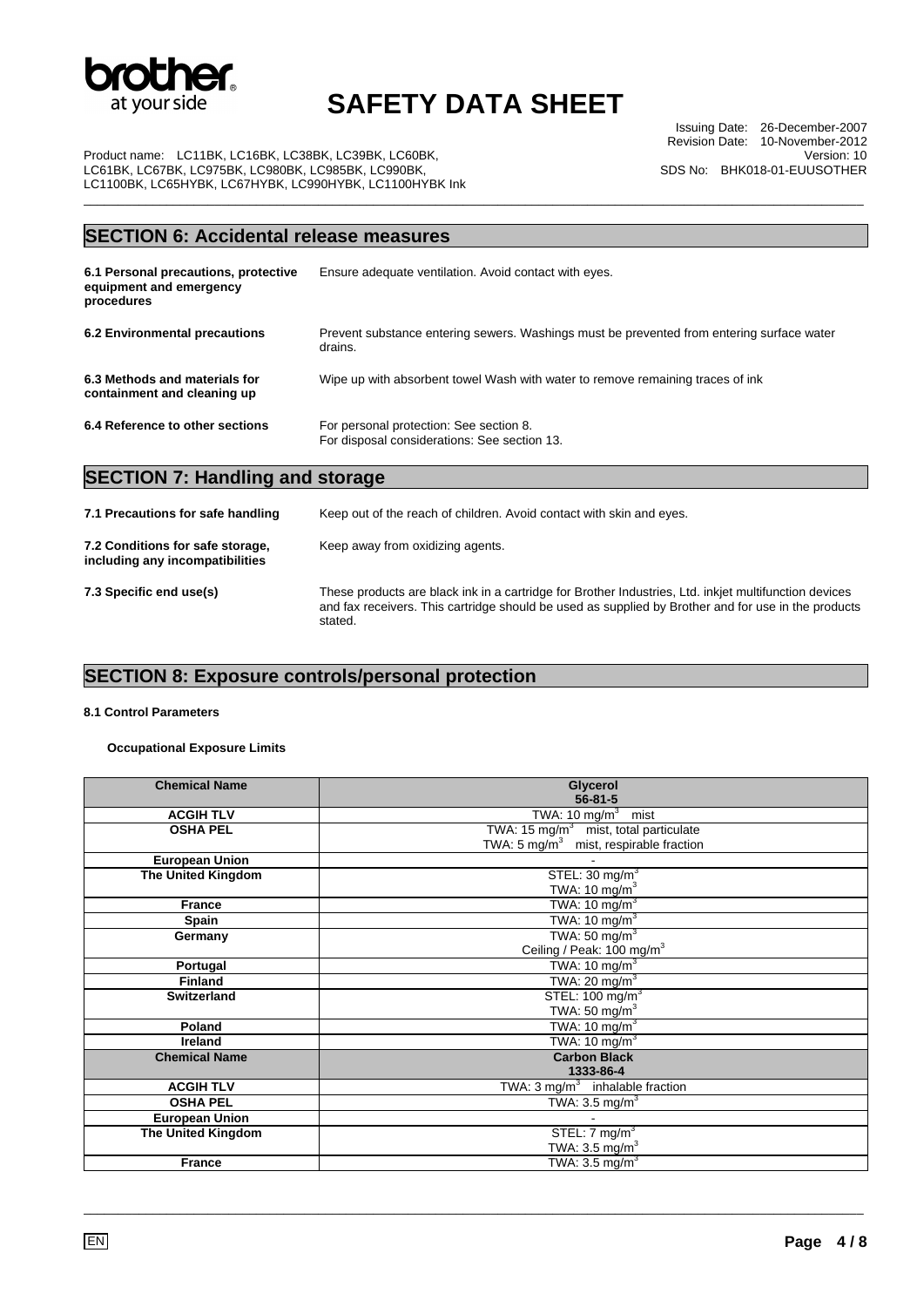## SECTION 6: Accidental release measures

| | |
|---|---|
| **6.1 Personal precautions, protective equipment and emergency procedures** | Ensure adequate ventilation. Avoid contact with eyes. |
| **6.2 Environmental precautions** | Prevent substance entering sewers. Washings must be prevented from entering surface water drains. |
| **6.3 Methods and materials for containment and cleaning up** | Wipe up with absorbent towel Wash with water to remove remaining traces of ink |
| **6.4 Reference to other sections** | For personal protection: See section 8.<br>For disposal considerations: See section 13. |

## SECTION 7: Handling and storage

| | |
|---|---|
| **7.1 Precautions for safe handling** | Keep out of the reach of children. Avoid contact with skin and eyes. |
| **7.2 Conditions for safe storage, including any incompatibilities** | Keep away from oxidizing agents. |
| **7.3 Specific end use(s)** | These products are black ink in a cartridge for Brother Industries, Ltd. inkjet multifunction devices and fax receivers. This cartridge should be used as supplied by Brother and for use in the products stated. |

## SECTION 8: Exposure controls/personal protection

**8.1 Control Parameters**

**Occupational Exposure Limits**

| Chemical Name | Glycerol<br>56-81-5 |
|---|---|
| **ACGIH TLV** | TWA: 10 mg/m$^3$ mist |
| **OSHA PEL** | TWA: 15 mg/m$^3$ mist, total particulate<br>TWA: 5 mg/m$^3$ mist, respirable fraction |
| **European Union** | - |
| **The United Kingdom** | STEL: 30 mg/m$^3$<br>TWA: 10 mg/m$^3$ |
| **France** | TWA: 10 mg/m$^3$ |
| **Spain** | TWA: 10 mg/m$^3$ |
| **Germany** | TWA: 50 mg/m$^3$<br>Ceiling / Peak: 100 mg/m$^3$ |
| **Portugal** | TWA: 10 mg/m$^3$ |
| **Finland** | TWA: 20 mg/m$^3$ |
| **Switzerland** | STEL: 100 mg/m$^3$<br>TWA: 50 mg/m$^3$ |
| **Poland** | TWA: 10 mg/m$^3$ |
| **Ireland** | TWA: 10 mg/m$^3$ |
| **Chemical Name** | **Carbon Black<br>1333-86-4** |
| **ACGIH TLV** | TWA: 3 mg/m$^3$ inhalable fraction |
| **OSHA PEL** | TWA: 3.5 mg/m$^3$ |
| **European Union** | - |
| **The United Kingdom** | STEL: 7 mg/m$^3$<br>TWA: 3.5 mg/m$^3$ |
| **France** | TWA: 3.5 mg/m$^3$ |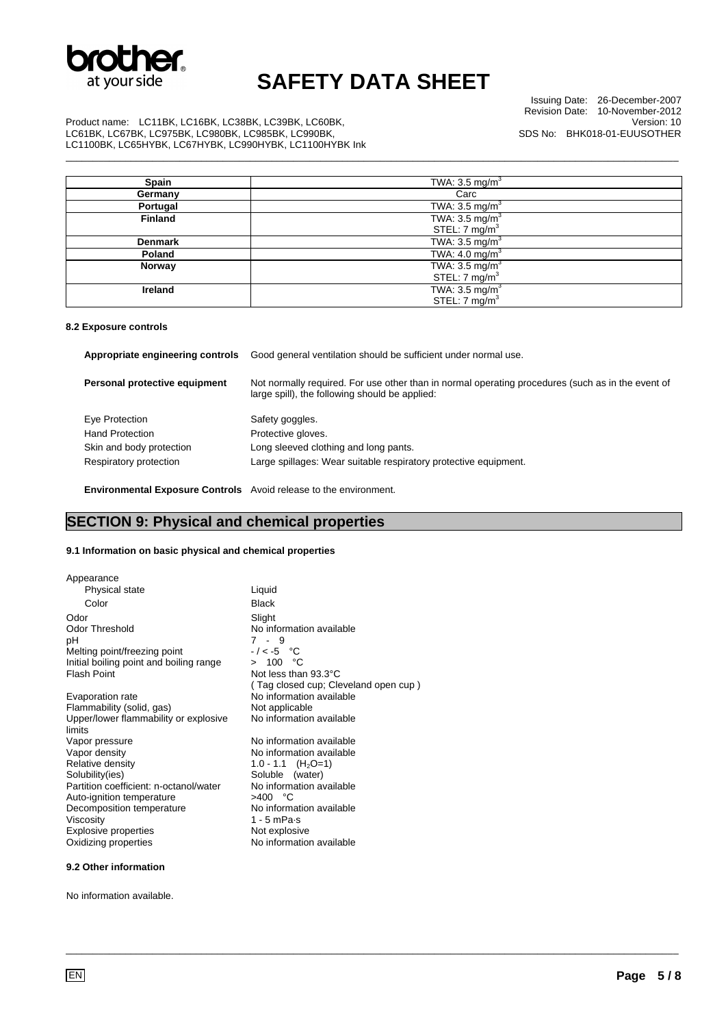| Spain | TWA: 3.5 mg/m$^3$ |
|---|---|
| Germany | Carc |
| Portugal | TWA: 3.5 mg/m$^3$ |
| Finland | TWA: 3.5 mg/m$^3$<br>STEL: 7 mg/m$^3$ |
| Denmark | TWA: 3.5 mg/m$^3$ |
| Poland | TWA: 4.0 mg/m$^3$ |
| Norway | TWA: 3.5 mg/m$^3$<br>STEL: 7 mg/m$^3$ |
| Ireland | TWA: 3.5 mg/m$^3$<br>STEL: 7 mg/m$^3$ |

#### 8.2 Exposure controls

**Appropriate engineering controls** Good general ventilation should be sufficient under normal use.

**Personal protective equipment** Not normally required. For use other than in normal operating procedures (such as in the event of large spill), the following should be applied:

| | |
|---|---|
| Eye Protection | Safety goggles. |
| Hand Protection | Protective gloves. |
| Skin and body protection | Long sleeved clothing and long pants. |
| Respiratory protection | Large spillages: Wear suitable respiratory protective equipment. |

**Environmental Exposure Controls** Avoid release to the environment.

## SECTION 9: Physical and chemical properties

#### 9.1 Information on basic physical and chemical properties

| | |
|---|---|
| Appearance | |
| Physical state | Liquid |
| Color | Black |
| Odor | Slight |
| Odor Threshold | No information available |
| pH | 7 - 9 |
| Melting point/freezing point | - / < -5 °C |
| Initial boiling point and boiling range | > 100 °C |
| Flash Point | Not less than 93.3°C<br>( Tag closed cup; Cleveland open cup ) |
| Evaporation rate | No information available |
| Flammability (solid, gas) | Not applicable |
| Upper/lower flammability or explosive limits | No information available |
| Vapor pressure | No information available |
| Vapor density | No information available |
| Relative density | 1.0 - 1.1 ($H_2O$=1) |
| Solubility(ies) | Soluble (water) |
| Partition coefficient: n-octanol/water | No information available |
| Auto-ignition temperature | >400 °C |
| Decomposition temperature | No information available |
| Viscosity | 1 - 5 mPa·s |
| Explosive properties | Not explosive |
| Oxidizing properties | No information available |

#### 9.2 Other information

No information available.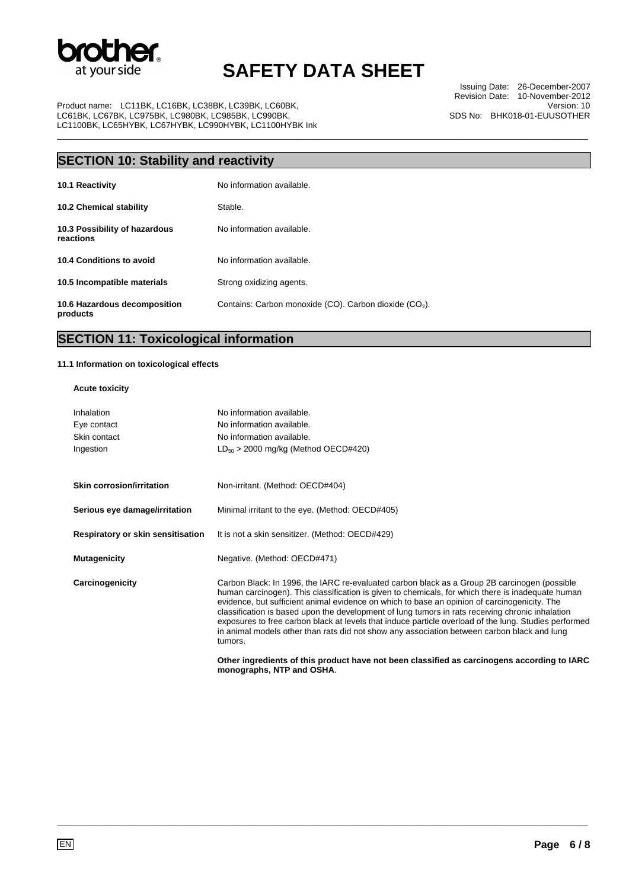## SECTION 10: Stability and reactivity

| | |
|---|---|
| **10.1 Reactivity** | No information available. |
| **10.2 Chemical stability** | Stable. |
| **10.3 Possibility of hazardous reactions** | No information available. |
| **10.4 Conditions to avoid** | No information available. |
| **10.5 Incompatible materials** | Strong oxidizing agents. |
| **10.6 Hazardous decomposition products** | Contains: Carbon monoxide (CO). Carbon dioxide ($CO_2$). |

## SECTION 11: Toxicological information

### 11.1 Information on toxicological effects

**Acute toxicity**

| | |
|---|---|
| Inhalation | No information available. |
| Eye contact | No information available. |
| Skin contact | No information available. |
| Ingestion | $LD_{50}$ > 2000 mg/kg (Method OECD#420) |

| | |
|---|---|
| **Skin corrosion/irritation** | Non-irritant. (Method: OECD#404) |
| **Serious eye damage/irritation** | Minimal irritant to the eye. (Method: OECD#405) |
| **Respiratory or skin sensitisation** | It is not a skin sensitizer. (Method: OECD#429) |
| **Mutagenicity** | Negative. (Method: OECD#471) |
| **Carcinogenicity** | Carbon Black: In 1996, the IARC re-evaluated carbon black as a Group 2B carcinogen (possible human carcinogen). This classification is given to chemicals, for which there is inadequate human evidence, but sufficient animal evidence on which to base an opinion of carcinogenicity. The classification is based upon the development of lung tumors in rats receiving chronic inhalation exposures to free carbon black at levels that induce particle overload of the lung. Studies performed in animal models other than rats did not show any association between carbon black and lung tumors. |

**Other ingredients of this product have not been classified as carcinogens according to IARC monographs, NTP and OSHA**.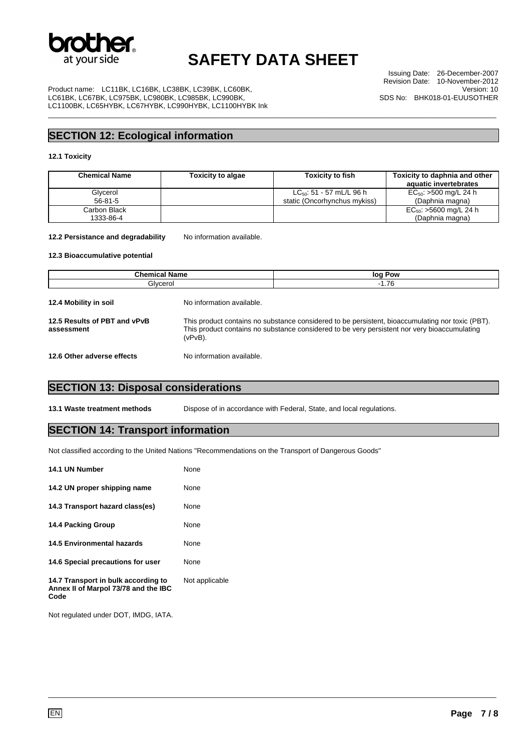## SECTION 12: Ecological information

**12.1 Toxicity**

| Chemical Name | Toxicity to algae | Toxicity to fish | Toxicity to daphnia and other aquatic invertebrates |
|---|---|---|---|
| Glycerol<br>56-81-5 | | $LC_{50}$: 51 - 57 mL/L 96 h static (Oncorhynchus mykiss) | $EC_{50}$: >500 mg/L 24 h (Daphnia magna) |
| Carbon Black<br>1333-86-4 | | | $EC_{50}$: >5600 mg/L 24 h (Daphnia magna) |

**12.2 Persistence and degradability** No information available.

**12.3 Bioaccumulative potential**

| Chemical Name | log Pow |
|---|---|
| Glycerol | -1.76 |

**12.4 Mobility in soil** No information available.

**12.5 Results of PBT and vPvB assessment** This product contains no substance considered to be persistent, bioaccumulating nor toxic (PBT). This product contains no substance considered to be very persistent nor very bioaccumulating (vPvB).

**12.6 Other adverse effects** No information available.

## SECTION 13: Disposal considerations

**13.1 Waste treatment methods** Dispose of in accordance with Federal, State, and local regulations.

## SECTION 14: Transport information

Not classified according to the United Nations "Recommendations on the Transport of Dangerous Goods"

**14.1 UN Number** None

**14.2 UN proper shipping name** None

**14.3 Transport hazard class(es)** None

**14.4 Packing Group** None

**14.5 Environmental hazards** None

**14.6 Special precautions for user** None

**14.7 Transport in bulk according to Annex II of Marpol 73/78 and the IBC Code** Not applicable

Not regulated under DOT, IMDG, IATA.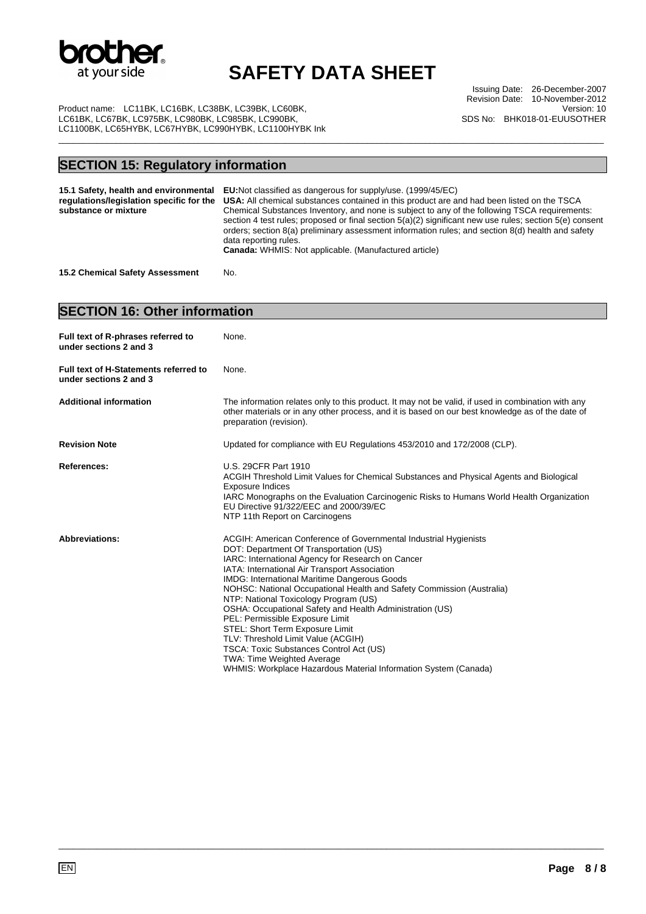## SECTION 15: Regulatory information

**15.1 Safety, health and environmental regulations/legislation specific for the substance or mixture**

**EU:** Not classified as dangerous for supply/use. (1999/45/EC)
**USA:** All chemical substances contained in this product are and had been listed on the TSCA Chemical Substances Inventory, and none is subject to any of the following TSCA requirements: section 4 test rules; proposed or final section 5(a)(2) significant new use rules; section 5(e) consent orders; section 8(a) preliminary assessment information rules; and section 8(d) health and safety data reporting rules.
**Canada:** WHMIS: Not applicable. (Manufactured article)

**15.2 Chemical Safety Assessment**

No.

## SECTION 16: Other information

**Full text of R-phrases referred to under sections 2 and 3**

None.

**Full text of H-Statements referred to under sections 2 and 3**

None.

**Additional information**

The information relates only to this product. It may not be valid, if used in combination with any other materials or in any other process, and it is based on our best knowledge as of the date of preparation (revision).

**Revision Note**

Updated for compliance with EU Regulations 453/2010 and 172/2008 (CLP).

**References:**

U.S. 29CFR Part 1910
ACGIH Threshold Limit Values for Chemical Substances and Physical Agents and Biological Exposure Indices
IARC Monographs on the Evaluation Carcinogenic Risks to Humans World Health Organization
EU Directive 91/322/EEC and 2000/39/EC
NTP 11th Report on Carcinogens

**Abbreviations:**

ACGIH: American Conference of Governmental Industrial Hygienists
DOT: Department Of Transportation (US)
IARC: International Agency for Research on Cancer
IATA: International Air Transport Association
IMDG: International Maritime Dangerous Goods
NOHSC: National Occupational Health and Safety Commission (Australia)
NTP: National Toxicology Program (US)
OSHA: Occupational Safety and Health Administration (US)
PEL: Permissible Exposure Limit
STEL: Short Term Exposure Limit
TLV: Threshold Limit Value (ACGIH)
TSCA: Toxic Substances Control Act (US)
TWA: Time Weighted Average
WHMIS: Workplace Hazardous Material Information System (Canada)